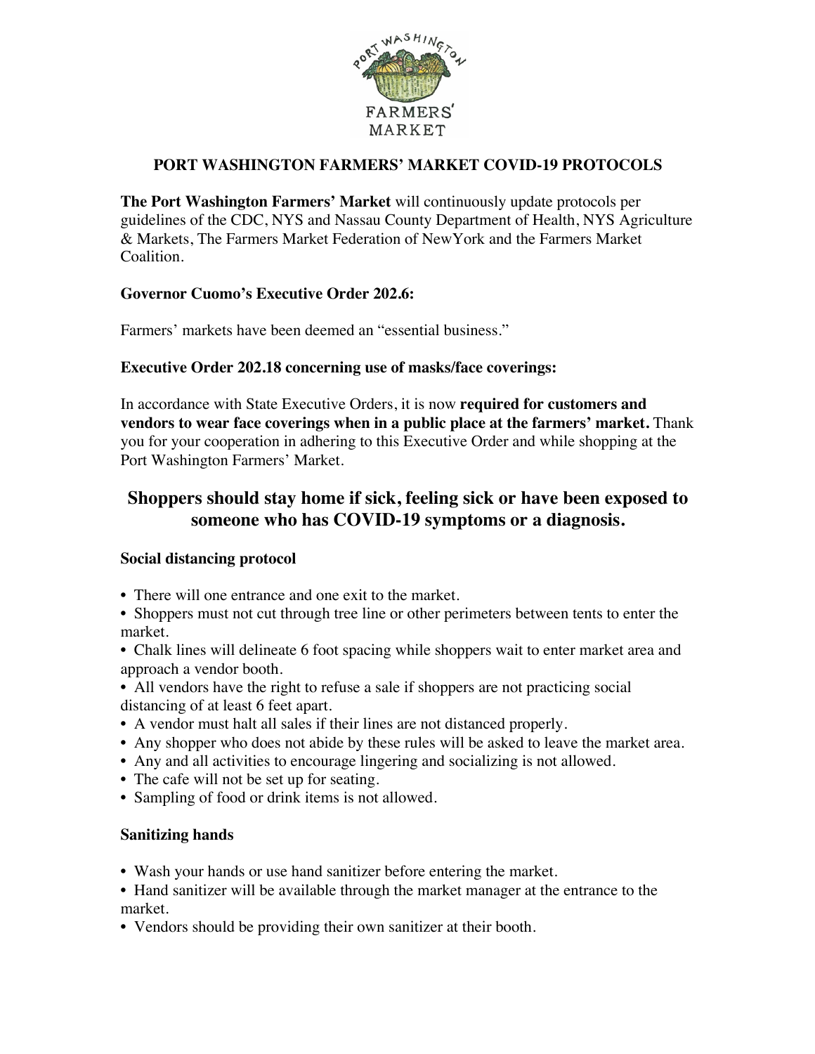# PORT WASHINGTON FARMERS' MARKET COVID-19 PROTOCOLS

**The Port Washington Farmers' Market** will continuously update protocols per guidelines of the CDC, NYS and Nassau County Department of Health, NYS Agriculture & Markets, The Farmers Market Federation of NewYork and the Farmers Market Coalition.

### Governor Cuomo's Executive Order 202.6:

Farmers' markets have been deemed an "essential business."

### Executive Order 202.18 concerning use of masks/face coverings:

In accordance with State Executive Orders, it is now **required for customers and vendors to wear face coverings when in a public place at the farmers' market.** Thank you for your cooperation in adhering to this Executive Order and while shopping at the Port Washington Farmers' Market.

## Shoppers should stay home if sick, feeling sick or have been exposed to someone who has COVID-19 symptoms or a diagnosis.

### Social distancing protocol

- There will one entrance and one exit to the market.
- Shoppers must not cut through tree line or other perimeters between tents to enter the market.
- Chalk lines will delineate 6 foot spacing while shoppers wait to enter market area and approach a vendor booth.
- All vendors have the right to refuse a sale if shoppers are not practicing social distancing of at least 6 feet apart.
- A vendor must halt all sales if their lines are not distanced properly.
- Any shopper who does not abide by these rules will be asked to leave the market area.
- Any and all activities to encourage lingering and socializing is not allowed.
- The cafe will not be set up for seating.
- Sampling of food or drink items is not allowed.

### Sanitizing hands

- Wash your hands or use hand sanitizer before entering the market.
- Hand sanitizer will be available through the market manager at the entrance to the market.
- Vendors should be providing their own sanitizer at their booth.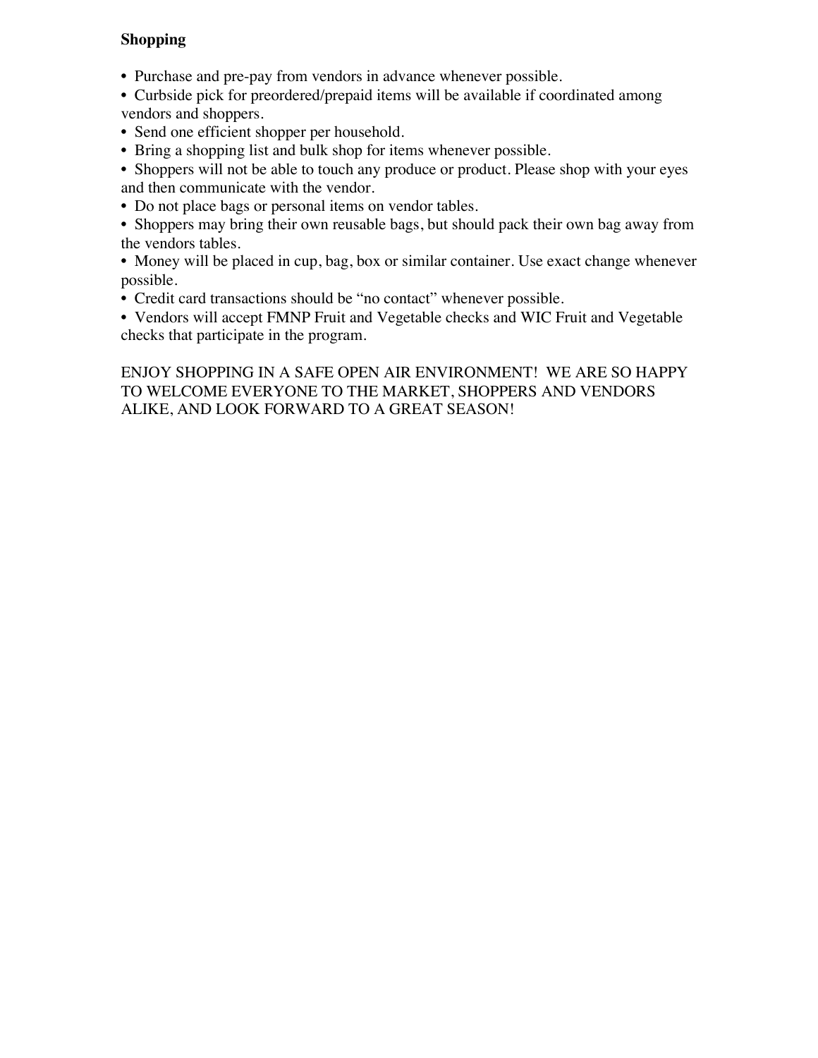**Shopping**

- Purchase and pre-pay from vendors in advance whenever possible.
- Curbside pick for preordered/prepaid items will be available if coordinated among vendors and shoppers.
- Send one efficient shopper per household.
- Bring a shopping list and bulk shop for items whenever possible.
- Shoppers will not be able to touch any produce or product. Please shop with your eyes and then communicate with the vendor.
- Do not place bags or personal items on vendor tables.
- Shoppers may bring their own reusable bags, but should pack their own bag away from the vendors tables.
- Money will be placed in cup, bag, box or similar container. Use exact change whenever possible.
- Credit card transactions should be "no contact" whenever possible.
- Vendors will accept FMNP Fruit and Vegetable checks and WIC Fruit and Vegetable checks that participate in the program.

ENJOY SHOPPING IN A SAFE OPEN AIR ENVIRONMENT! WE ARE SO HAPPY TO WELCOME EVERYONE TO THE MARKET, SHOPPERS AND VENDORS ALIKE, AND LOOK FORWARD TO A GREAT SEASON!